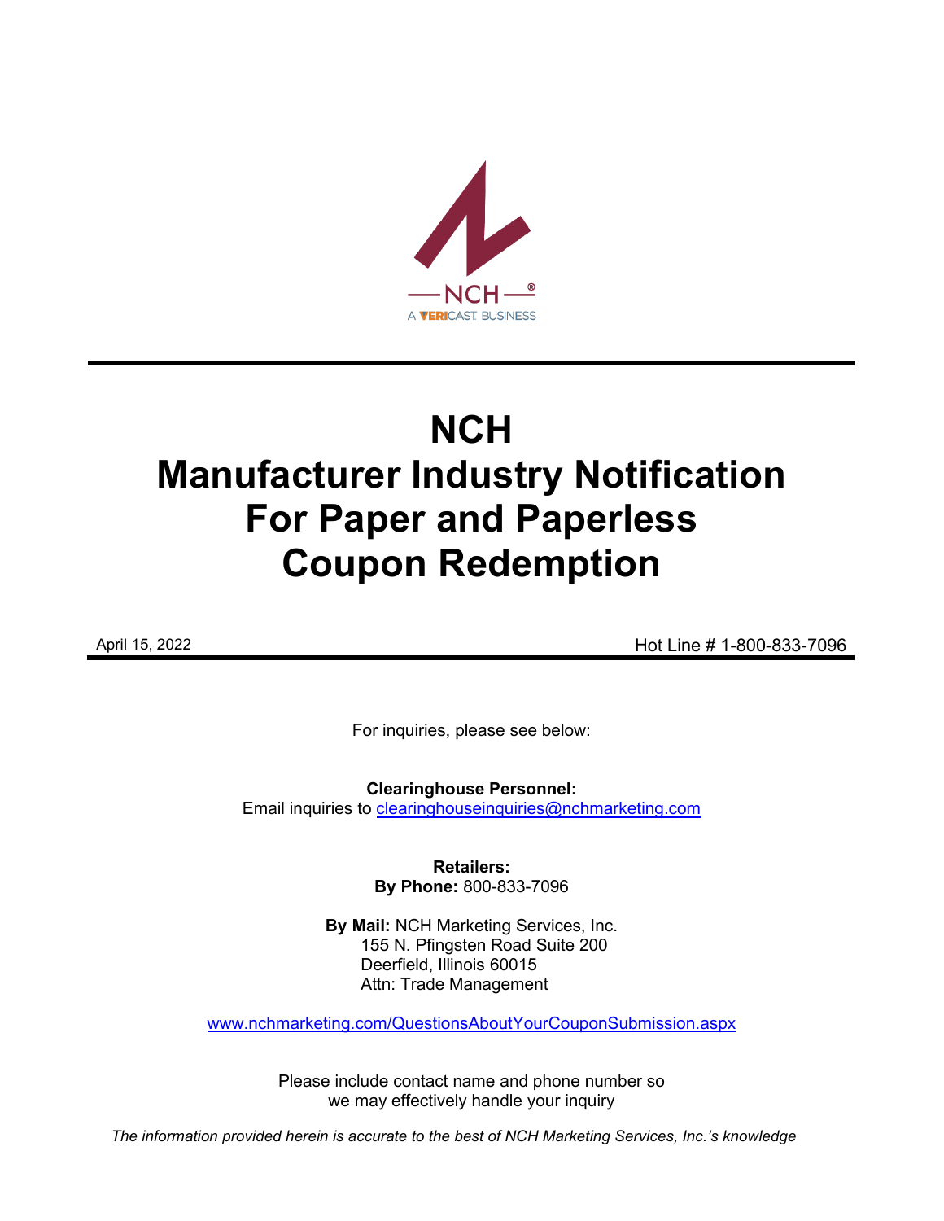NCH

A VERICAST BUSINESS

# NCH
# Manufacturer Industry Notification For Paper and Paperless Coupon Redemption

April 15, 2022 Hot Line # 1-800-833-7096

For inquiries, please see below:

**Clearinghouse Personnel:**
Email inquiries to clearinghouseinquiries@nchmarketing.com

**Retailers:**
**By Phone:** 800-833-7096

**By Mail:** NCH Marketing Services, Inc.
155 N. Pfingsten Road Suite 200
Deerfield, Illinois 60015
Attn: Trade Management

www.nchmarketing.com/QuestionsAboutYourCouponSubmission.aspx

Please include contact name and phone number so we may effectively handle your inquiry

*The information provided herein is accurate to the best of NCH Marketing Services, Inc.'s knowledge*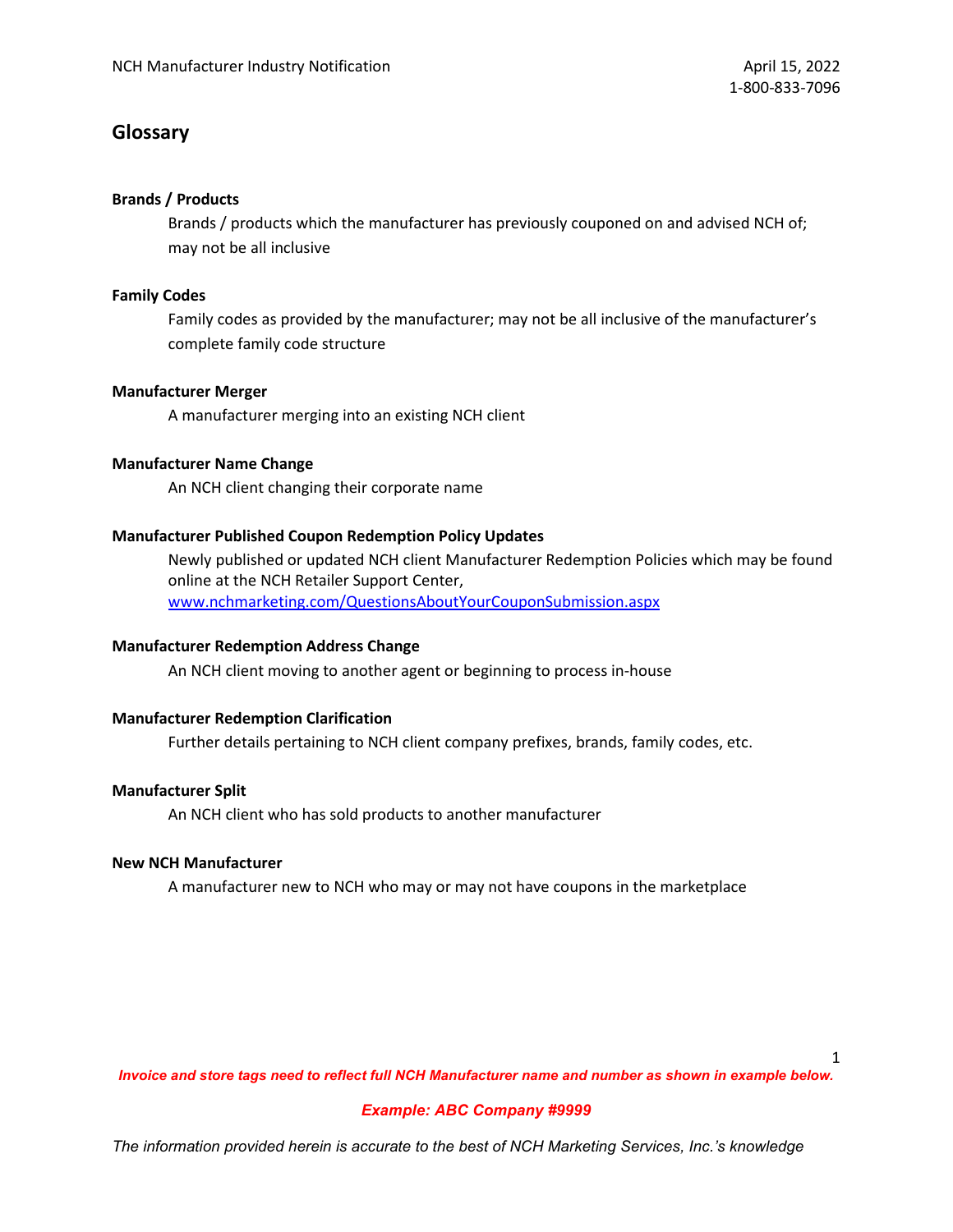## Glossary

**Brands / Products**

Brands / products which the manufacturer has previously couponed on and advised NCH of; may not be all inclusive

**Family Codes**

Family codes as provided by the manufacturer; may not be all inclusive of the manufacturer's complete family code structure

**Manufacturer Merger**

A manufacturer merging into an existing NCH client

**Manufacturer Name Change**

An NCH client changing their corporate name

**Manufacturer Published Coupon Redemption Policy Updates**

Newly published or updated NCH client Manufacturer Redemption Policies which may be found online at the NCH Retailer Support Center, www.nchmarketing.com/QuestionsAboutYourCouponSubmission.aspx

**Manufacturer Redemption Address Change**

An NCH client moving to another agent or beginning to process in-house

**Manufacturer Redemption Clarification**

Further details pertaining to NCH client company prefixes, brands, family codes, etc.

**Manufacturer Split**

An NCH client who has sold products to another manufacturer

**New NCH Manufacturer**

A manufacturer new to NCH who may or may not have coupons in the marketplace

***Invoice and store tags need to reflect full NCH Manufacturer name and number as shown in example below.***

***Example: ABC Company #9999***

*The information provided herein is accurate to the best of NCH Marketing Services, Inc.'s knowledge*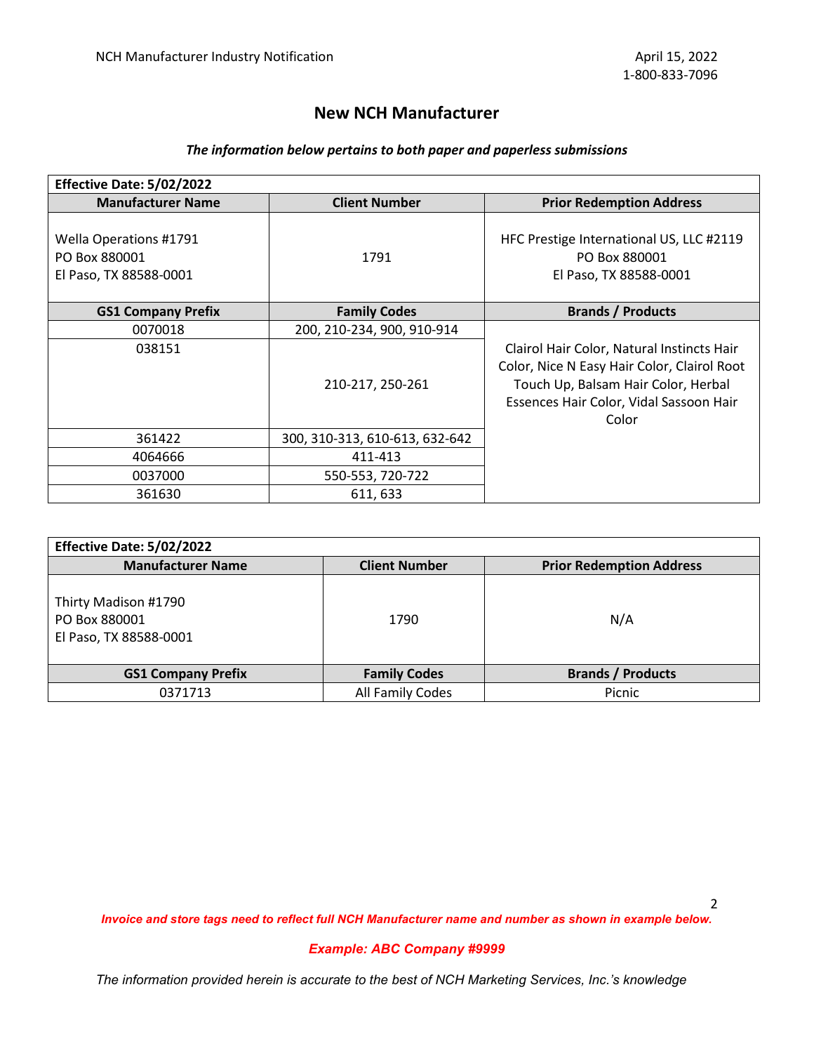## New NCH Manufacturer

***The information below pertains to both paper and paperless submissions***

| **Effective Date: 5/02/2022** | | |
|---|---|---|
| **Manufacturer Name** | **Client Number** | **Prior Redemption Address** |
| Wella Operations #1791<br>PO Box 880001<br>El Paso, TX 88588-0001 | 1791 | HFC Prestige International US, LLC #2119<br>PO Box 880001<br>El Paso, TX 88588-0001 |
| **GS1 Company Prefix** | **Family Codes** | **Brands / Products** |
| 0070018 | 200, 210-234, 900, 910-914 | Clairol Hair Color, Natural Instincts Hair Color, Nice N Easy Hair Color, Clairol Root Touch Up, Balsam Hair Color, Herbal Essences Hair Color, Vidal Sassoon Hair Color |
| 038151 | 210-217, 250-261 | |
| 361422 | 300, 310-313, 610-613, 632-642 | |
| 4064666 | 411-413 | |
| 0037000 | 550-553, 720-722 | |
| 361630 | 611, 633 | |

| **Effective Date: 5/02/2022** | | |
|---|---|---|
| **Manufacturer Name** | **Client Number** | **Prior Redemption Address** |
| Thirty Madison #1790<br>PO Box 880001<br>El Paso, TX 88588-0001 | 1790 | N/A |
| **GS1 Company Prefix** | **Family Codes** | **Brands / Products** |
| 0371713 | All Family Codes | Picnic |

***Invoice and store tags need to reflect full NCH Manufacturer name and number as shown in example below.***

***Example: ABC Company #9999***

*The information provided herein is accurate to the best of NCH Marketing Services, Inc.'s knowledge*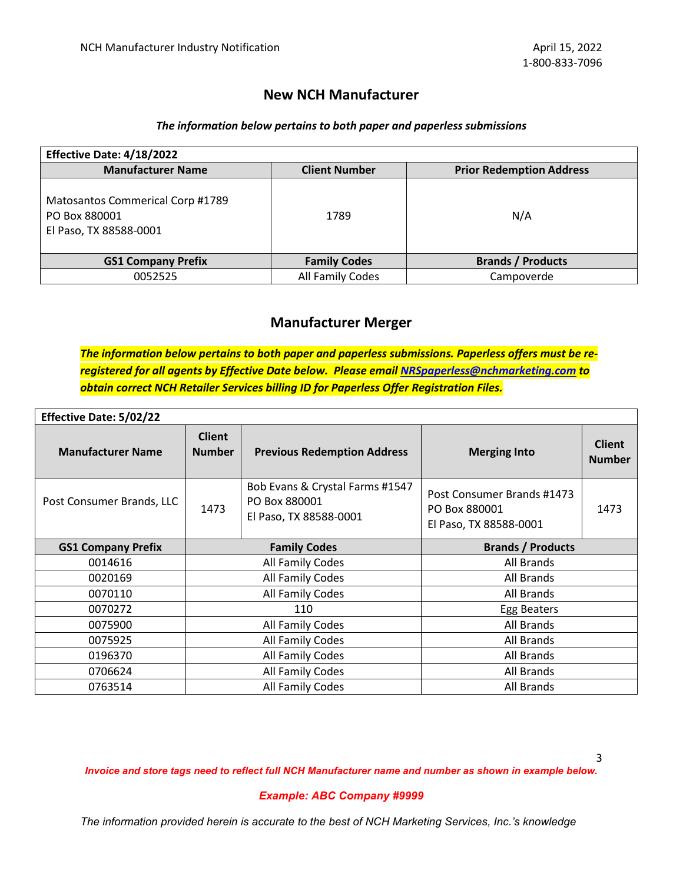## New NCH Manufacturer

***The information below pertains to both paper and paperless submissions***

| **Effective Date: 4/18/2022** | | |
|---|---|---|
| **Manufacturer Name** | **Client Number** | **Prior Redemption Address** |
| Matosantos Commerical Corp #1789<br>PO Box 880001<br>El Paso, TX 88588-0001 | 1789 | N/A |
| **GS1 Company Prefix** | **Family Codes** | **Brands / Products** |
| 0052525 | All Family Codes | Campoverde |

## Manufacturer Merger

***The information below pertains to both paper and paperless submissions. Paperless offers must be re-registered for all agents by Effective Date below. Please email NRSpaperless@nchmarketing.com to obtain correct NCH Retailer Services billing ID for Paperless Offer Registration Files.***

| **Effective Date: 5/02/22** | | | | |
|---|---|---|---|---|
| **Manufacturer Name** | **Client Number** | **Previous Redemption Address** | **Merging Into** | **Client Number** |
| Post Consumer Brands, LLC | 1473 | Bob Evans & Crystal Farms #1547<br>PO Box 880001<br>El Paso, TX 88588-0001 | Post Consumer Brands #1473<br>PO Box 880001<br>El Paso, TX 88588-0001 | 1473 |
| **GS1 Company Prefix** | **Family Codes** | | **Brands / Products** | |
| 0014616 | All Family Codes | | All Brands | |
| 0020169 | All Family Codes | | All Brands | |
| 0070110 | All Family Codes | | All Brands | |
| 0070272 | 110 | | Egg Beaters | |
| 0075900 | All Family Codes | | All Brands | |
| 0075925 | All Family Codes | | All Brands | |
| 0196370 | All Family Codes | | All Brands | |
| 0706624 | All Family Codes | | All Brands | |
| 0763514 | All Family Codes | | All Brands | |

***Invoice and store tags need to reflect full NCH Manufacturer name and number as shown in example below.***

***Example: ABC Company #9999***

*The information provided herein is accurate to the best of NCH Marketing Services, Inc.'s knowledge*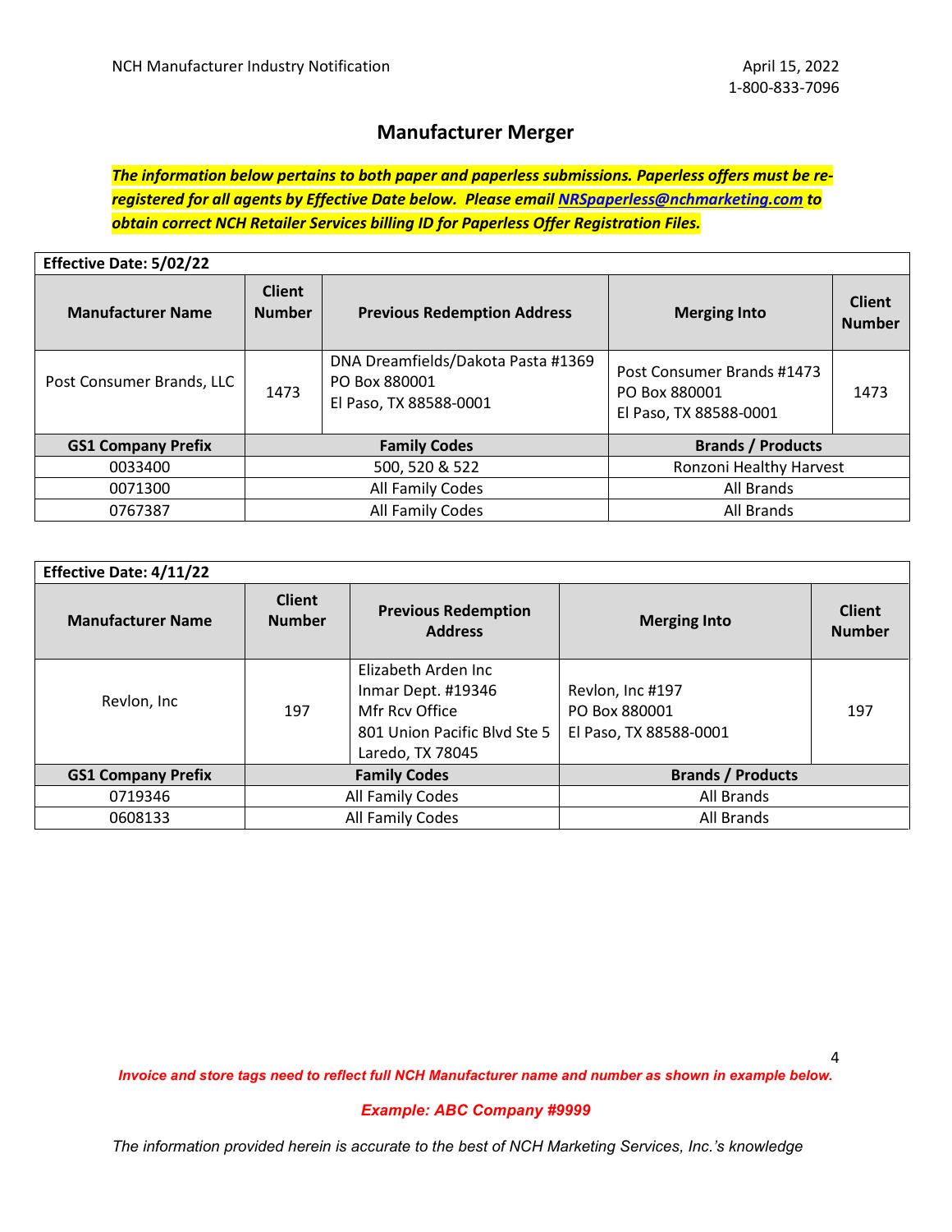# Manufacturer Merger

***The information below pertains to both paper and paperless submissions. Paperless offers must be re-registered for all agents by Effective Date below. Please email [NRSpaperless@nchmarketing.com](mailto:NRSpaperless@nchmarketing.com) to obtain correct NCH Retailer Services billing ID for Paperless Offer Registration Files.***

| **Effective Date: 5/02/22** | | | | |
|---|---|---|---|---|
| **Manufacturer Name** | **Client Number** | **Previous Redemption Address** | **Merging Into** | **Client Number** |
| Post Consumer Brands, LLC | 1473 | DNA Dreamfields/Dakota Pasta #1369<br>PO Box 880001<br>El Paso, TX 88588-0001 | Post Consumer Brands #1473<br>PO Box 880001<br>El Paso, TX 88588-0001 | 1473 |
| **GS1 Company Prefix** | **Family Codes** | | **Brands / Products** | |
| 0033400 | 500, 520 & 522 | | Ronzoni Healthy Harvest | |
| 0071300 | All Family Codes | | All Brands | |
| 0767387 | All Family Codes | | All Brands | |

| **Effective Date: 4/11/22** | | | | |
|---|---|---|---|---|
| **Manufacturer Name** | **Client Number** | **Previous Redemption Address** | **Merging Into** | **Client Number** |
| Revlon, Inc | 197 | Elizabeth Arden Inc<br>Inmar Dept. #19346<br>Mfr Rcv Office<br>801 Union Pacific Blvd Ste 5<br>Laredo, TX 78045 | Revlon, Inc #197<br>PO Box 880001<br>El Paso, TX 88588-0001 | 197 |
| **GS1 Company Prefix** | **Family Codes** | | **Brands / Products** | |
| 0719346 | All Family Codes | | All Brands | |
| 0608133 | All Family Codes | | All Brands | |

***Invoice and store tags need to reflect full NCH Manufacturer name and number as shown in example below.***

***Example: ABC Company #9999***

*The information provided herein is accurate to the best of NCH Marketing Services, Inc.'s knowledge*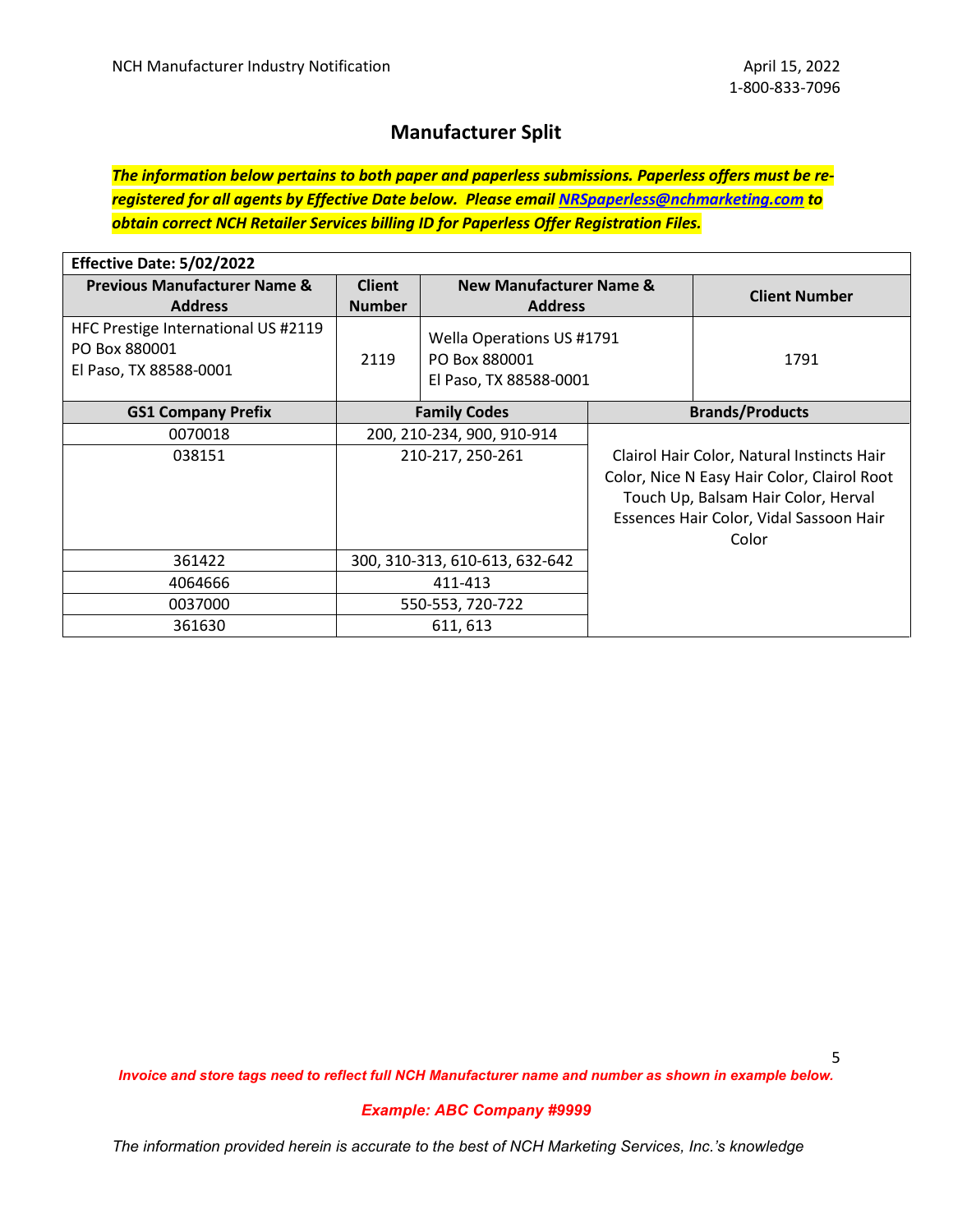NCH Manufacturer Industry Notification

April 15, 2022
1-800-833-7096

## Manufacturer Split

***The information below pertains to both paper and paperless submissions. Paperless offers must be re-registered for all agents by Effective Date below. Please email [NRSpaperless@nchmarketing.com](mailto:NRSpaperless@nchmarketing.com) to obtain correct NCH Retailer Services billing ID for Paperless Offer Registration Files.***

| **Effective Date: 5/02/2022** | | | |
|---|---|---|---|
| **Previous Manufacturer Name & Address** | **Client Number** | **New Manufacturer Name & Address** | **Client Number** |
| HFC Prestige International US #2119<br>PO Box 880001<br>El Paso, TX 88588-0001 | 2119 | Wella Operations US #1791<br>PO Box 880001<br>El Paso, TX 88588-0001 | 1791 |

| **GS1 Company Prefix** | **Family Codes** | **Brands/Products** |
|---|---|---|
| 0070018 | 200, 210-234, 900, 910-914 | Clairol Hair Color, Natural Instincts Hair Color, Nice N Easy Hair Color, Clairol Root Touch Up, Balsam Hair Color, Herval Essences Hair Color, Vidal Sassoon Hair Color |
| 038151 | 210-217, 250-261 | |
| 361422 | 300, 310-313, 610-613, 632-642 | |
| 4064666 | 411-413 | |
| 0037000 | 550-553, 720-722 | |
| 361630 | 611, 613 | |

***Invoice and store tags need to reflect full NCH Manufacturer name and number as shown in example below.***

***Example: ABC Company #9999***

*The information provided herein is accurate to the best of NCH Marketing Services, Inc.'s knowledge*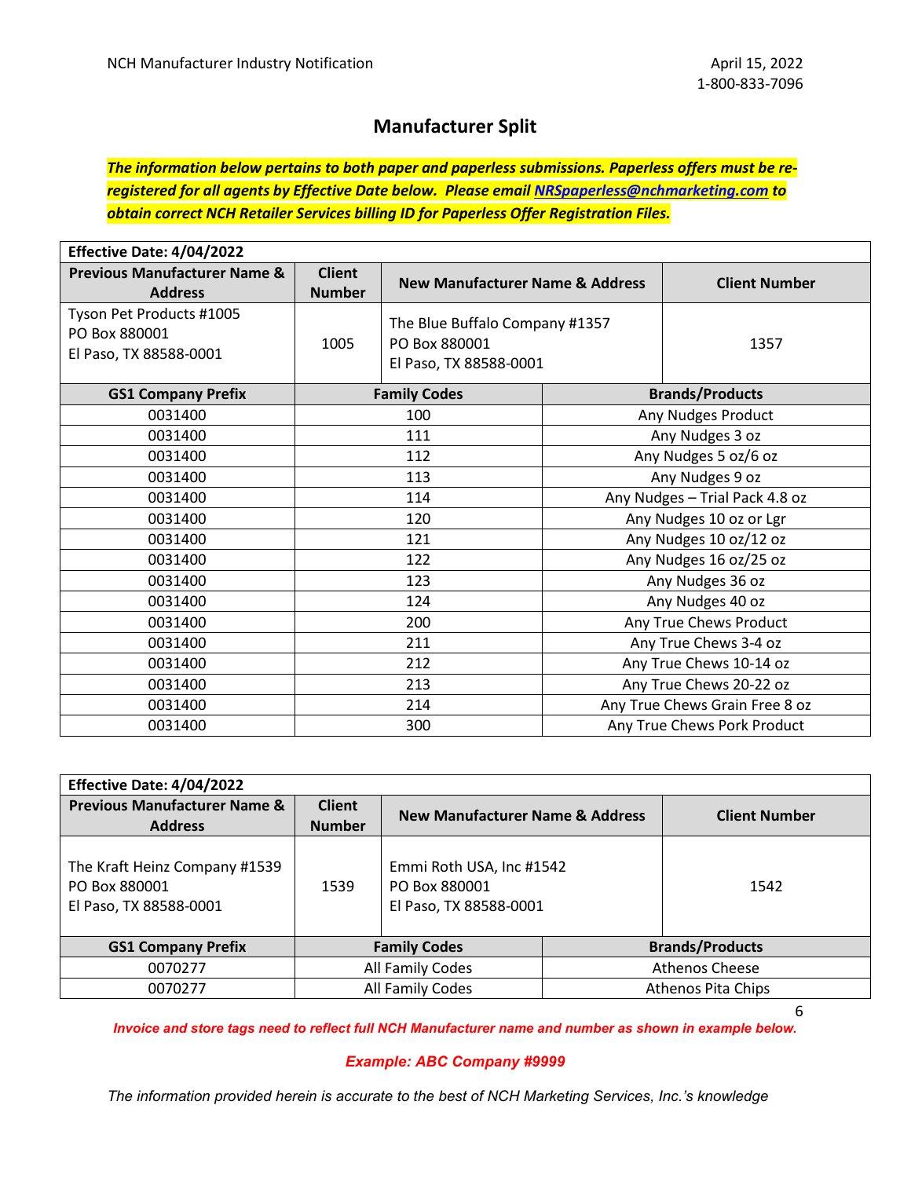## Manufacturer Split

***The information below pertains to both paper and paperless submissions. Paperless offers must be re-registered for all agents by Effective Date below. Please email [NRSpaperless@nchmarketing.com](mailto:NRSpaperless@nchmarketing.com) to obtain correct NCH Retailer Services billing ID for Paperless Offer Registration Files.***

| **Effective Date: 4/04/2022** | | | |
|---|---|---|---|
| **Previous Manufacturer Name & Address** | **Client Number** | **New Manufacturer Name & Address** | **Client Number** |
| Tyson Pet Products #1005<br>PO Box 880001<br>El Paso, TX 88588-0001 | 1005 | The Blue Buffalo Company #1357<br>PO Box 880001<br>El Paso, TX 88588-0001 | 1357 |

| GS1 Company Prefix | Family Codes | Brands/Products |
|---|---|---|
| 0031400 | 100 | Any Nudges Product |
| 0031400 | 111 | Any Nudges 3 oz |
| 0031400 | 112 | Any Nudges 5 oz/6 oz |
| 0031400 | 113 | Any Nudges 9 oz |
| 0031400 | 114 | Any Nudges – Trial Pack 4.8 oz |
| 0031400 | 120 | Any Nudges 10 oz or Lgr |
| 0031400 | 121 | Any Nudges 10 oz/12 oz |
| 0031400 | 122 | Any Nudges 16 oz/25 oz |
| 0031400 | 123 | Any Nudges 36 oz |
| 0031400 | 124 | Any Nudges 40 oz |
| 0031400 | 200 | Any True Chews Product |
| 0031400 | 211 | Any True Chews 3-4 oz |
| 0031400 | 212 | Any True Chews 10-14 oz |
| 0031400 | 213 | Any True Chews 20-22 oz |
| 0031400 | 214 | Any True Chews Grain Free 8 oz |
| 0031400 | 300 | Any True Chews Pork Product |

| **Effective Date: 4/04/2022** | | | |
|---|---|---|---|
| **Previous Manufacturer Name & Address** | **Client Number** | **New Manufacturer Name & Address** | **Client Number** |
| The Kraft Heinz Company #1539<br>PO Box 880001<br>El Paso, TX 88588-0001 | 1539 | Emmi Roth USA, Inc #1542<br>PO Box 880001<br>El Paso, TX 88588-0001 | 1542 |

| GS1 Company Prefix | Family Codes | Brands/Products |
|---|---|---|
| 0070277 | All Family Codes | Athenos Cheese |
| 0070277 | All Family Codes | Athenos Pita Chips |

***Invoice and store tags need to reflect full NCH Manufacturer name and number as shown in example below.***

***Example: ABC Company #9999***

*The information provided herein is accurate to the best of NCH Marketing Services, Inc.'s knowledge*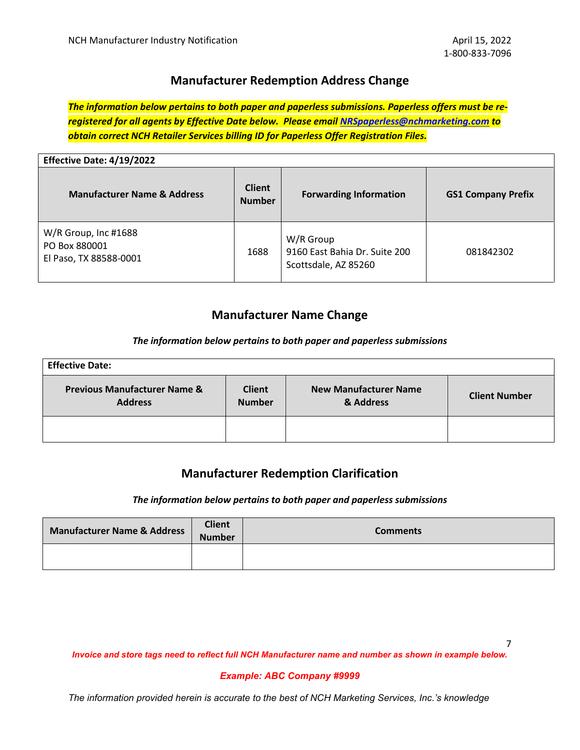## Manufacturer Redemption Address Change

***The information below pertains to both paper and paperless submissions. Paperless offers must be re-registered for all agents by Effective Date below. Please email [NRSpaperless@nchmarketing.com](mailto:NRSpaperless@nchmarketing.com) to obtain correct NCH Retailer Services billing ID for Paperless Offer Registration Files.***

| **Effective Date: 4/19/2022** | | | |
|---|---|---|---|
| **Manufacturer Name & Address** | **Client Number** | **Forwarding Information** | **GS1 Company Prefix** |
| W/R Group, Inc #1688<br>PO Box 880001<br>El Paso, TX 88588-0001 | 1688 | W/R Group<br>9160 East Bahia Dr. Suite 200<br>Scottsdale, AZ 85260 | 081842302 |

## Manufacturer Name Change

*The information below pertains to both paper and paperless submissions*

| **Effective Date:** | | | |
|---|---|---|---|
| **Previous Manufacturer Name & Address** | **Client Number** | **New Manufacturer Name & Address** | **Client Number** |
| | | | |

## Manufacturer Redemption Clarification

*The information below pertains to both paper and paperless submissions*

| Manufacturer Name & Address | Client Number | Comments |
|---|---|---|
| | | |

***Invoice and store tags need to reflect full NCH Manufacturer name and number as shown in example below.***

***Example: ABC Company #9999***

*The information provided herein is accurate to the best of NCH Marketing Services, Inc.'s knowledge*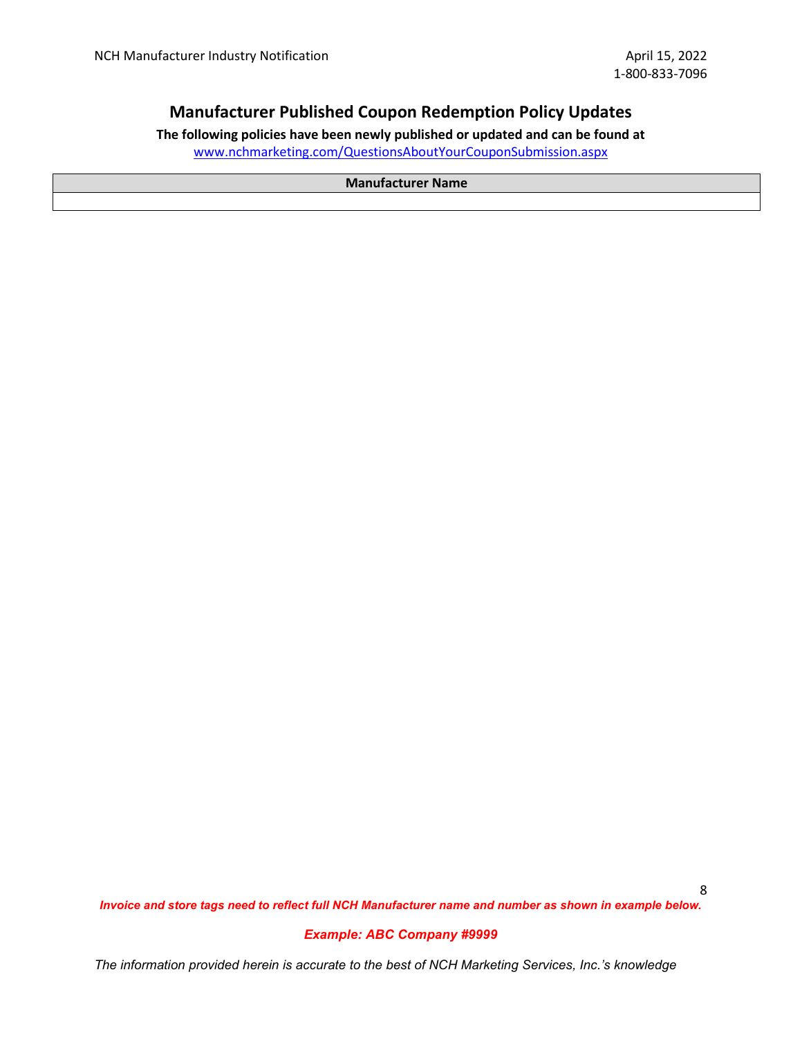# Manufacturer Published Coupon Redemption Policy Updates

**The following policies have been newly published or updated and can be found at**
[www.nchmarketing.com/QuestionsAboutYourCouponSubmission.aspx](www.nchmarketing.com/QuestionsAboutYourCouponSubmission.aspx)

| Manufacturer Name |
| --- |
| |

***Invoice and store tags need to reflect full NCH Manufacturer name and number as shown in example below.***

***Example: ABC Company #9999***

*The information provided herein is accurate to the best of NCH Marketing Services, Inc.'s knowledge*